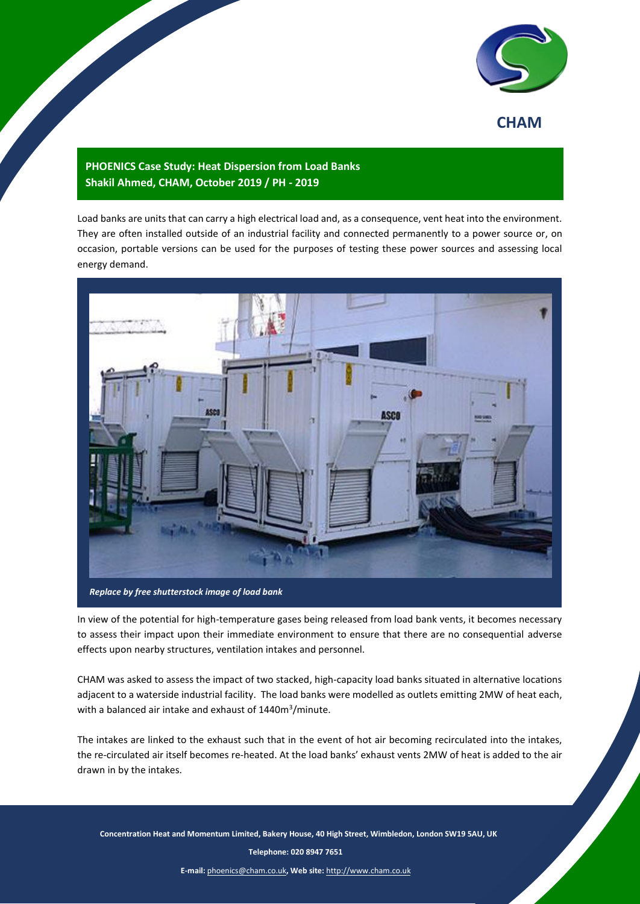CHAM

**PHOENICS Case Study: Heat Dispersion from Load Banks**
**Shakil Ahmed, CHAM, October 2019 / PH - 2019**

Load banks are units that can carry a high electrical load and, as a consequence, vent heat into the environment. They are often installed outside of an industrial facility and connected permanently to a power source or, on occasion, portable versions can be used for the purposes of testing these power sources and assessing local energy demand.

*Replace by free shutterstock image of load bank*

In view of the potential for high-temperature gases being released from load bank vents, it becomes necessary to assess their impact upon their immediate environment to ensure that there are no consequential adverse effects upon nearby structures, ventilation intakes and personnel.

CHAM was asked to assess the impact of two stacked, high-capacity load banks situated in alternative locations adjacent to a waterside industrial facility. The load banks were modelled as outlets emitting 2MW of heat each, with a balanced air intake and exhaust of 1440m$^3$/minute.

The intakes are linked to the exhaust such that in the event of hot air becoming recirculated into the intakes, the re-circulated air itself becomes re-heated. At the load banks' exhaust vents 2MW of heat is added to the air drawn in by the intakes.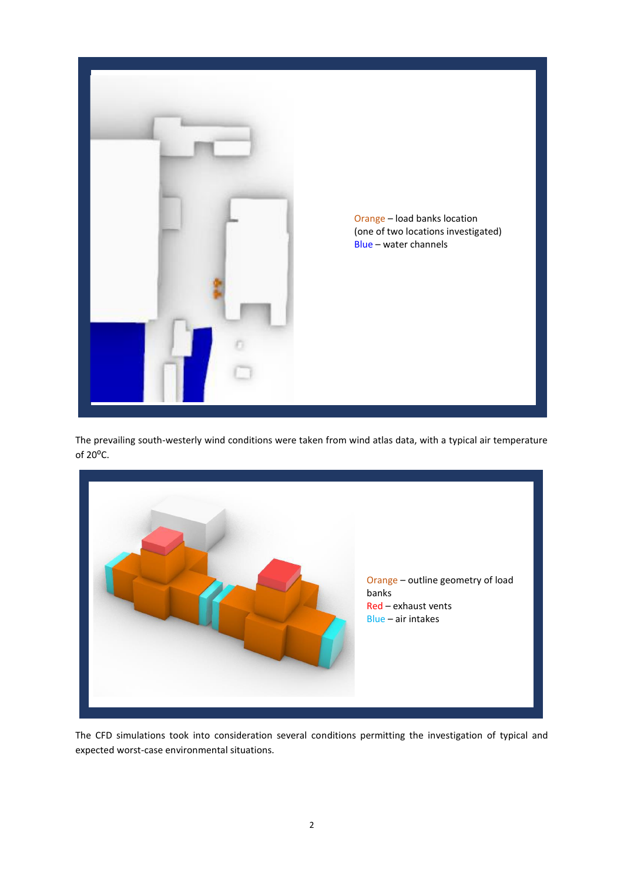Orange – load banks location
(one of two locations investigated)
Blue – water channels

The prevailing south-westerly wind conditions were taken from wind atlas data, with a typical air temperature of 20$^{o}$C.

Orange – outline geometry of load banks
Red – exhaust vents
Blue – air intakes

The CFD simulations took into consideration several conditions permitting the investigation of typical and expected worst-case environmental situations.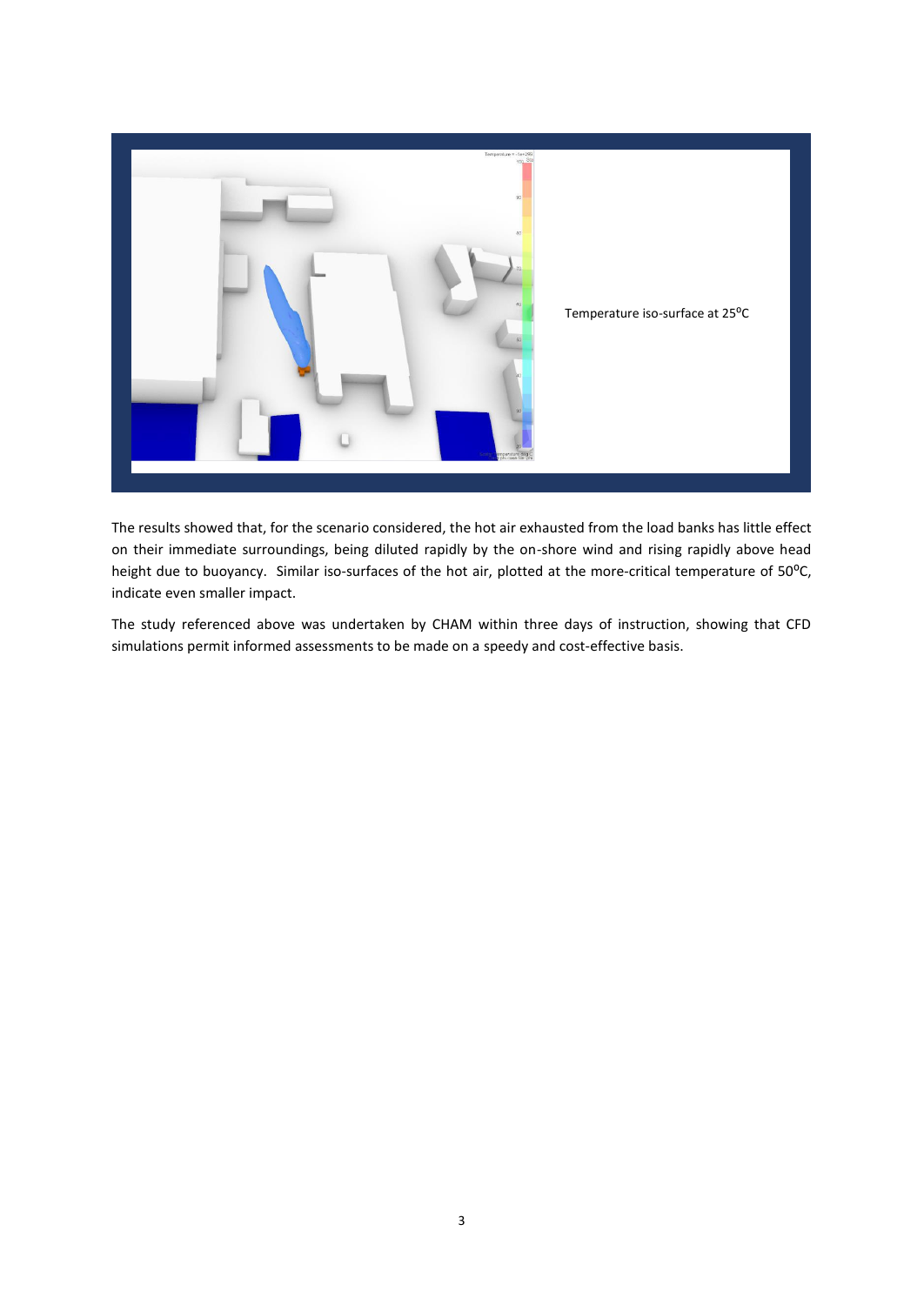Temperature iso-surface at 25°C

The results showed that, for the scenario considered, the hot air exhausted from the load banks has little effect on their immediate surroundings, being diluted rapidly by the on-shore wind and rising rapidly above head height due to buoyancy. Similar iso-surfaces of the hot air, plotted at the more-critical temperature of 50°C, indicate even smaller impact.

The study referenced above was undertaken by CHAM within three days of instruction, showing that CFD simulations permit informed assessments to be made on a speedy and cost-effective basis.